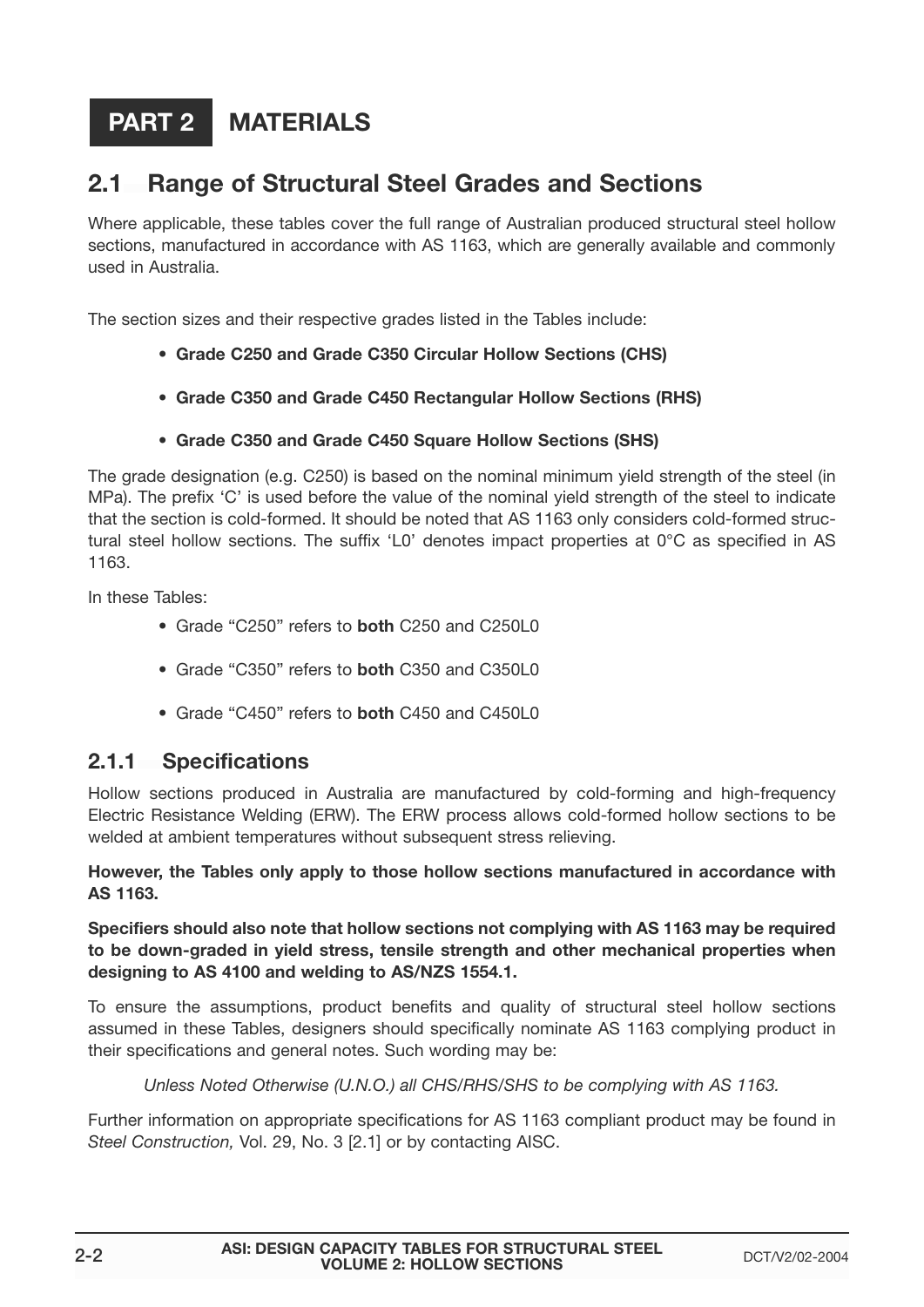# PART 2 MATERIALS

## 2.1 Range of Structural Steel Grades and Sections

Where applicable, these tables cover the full range of Australian produced structural steel hollow sections, manufactured in accordance with AS 1163, which are generally available and commonly used in Australia.

The section sizes and their respective grades listed in the Tables include:

- **Grade C250 and Grade C350 Circular Hollow Sections (CHS)**
- **Grade C350 and Grade C450 Rectangular Hollow Sections (RHS)**
- **Grade C350 and Grade C450 Square Hollow Sections (SHS)**

The grade designation (e.g. C250) is based on the nominal minimum yield strength of the steel (in MPa). The prefix 'C' is used before the value of the nominal yield strength of the steel to indicate that the section is cold-formed. It should be noted that AS 1163 only considers cold-formed structural steel hollow sections. The suffix 'L0' denotes impact properties at 0°C as specified in AS 1163.

In these Tables:

- Grade "C250" refers to **both** C250 and C250L0
- Grade "C350" refers to **both** C350 and C350L0
- Grade "C450" refers to **both** C450 and C450L0

### 2.1.1 Specifications

Hollow sections produced in Australia are manufactured by cold-forming and high-frequency Electric Resistance Welding (ERW). The ERW process allows cold-formed hollow sections to be welded at ambient temperatures without subsequent stress relieving.

**However, the Tables only apply to those hollow sections manufactured in accordance with AS 1163.**

**Specifiers should also note that hollow sections not complying with AS 1163 may be required to be down-graded in yield stress, tensile strength and other mechanical properties when designing to AS 4100 and welding to AS/NZS 1554.1.**

To ensure the assumptions, product benefits and quality of structural steel hollow sections assumed in these Tables, designers should specifically nominate AS 1163 complying product in their specifications and general notes. Such wording may be:

*Unless Noted Otherwise (U.N.O.) all CHS/RHS/SHS to be complying with AS 1163.*

Further information on appropriate specifications for AS 1163 compliant product may be found in *Steel Construction,* Vol. 29, No. 3 [2.1] or by contacting AISC.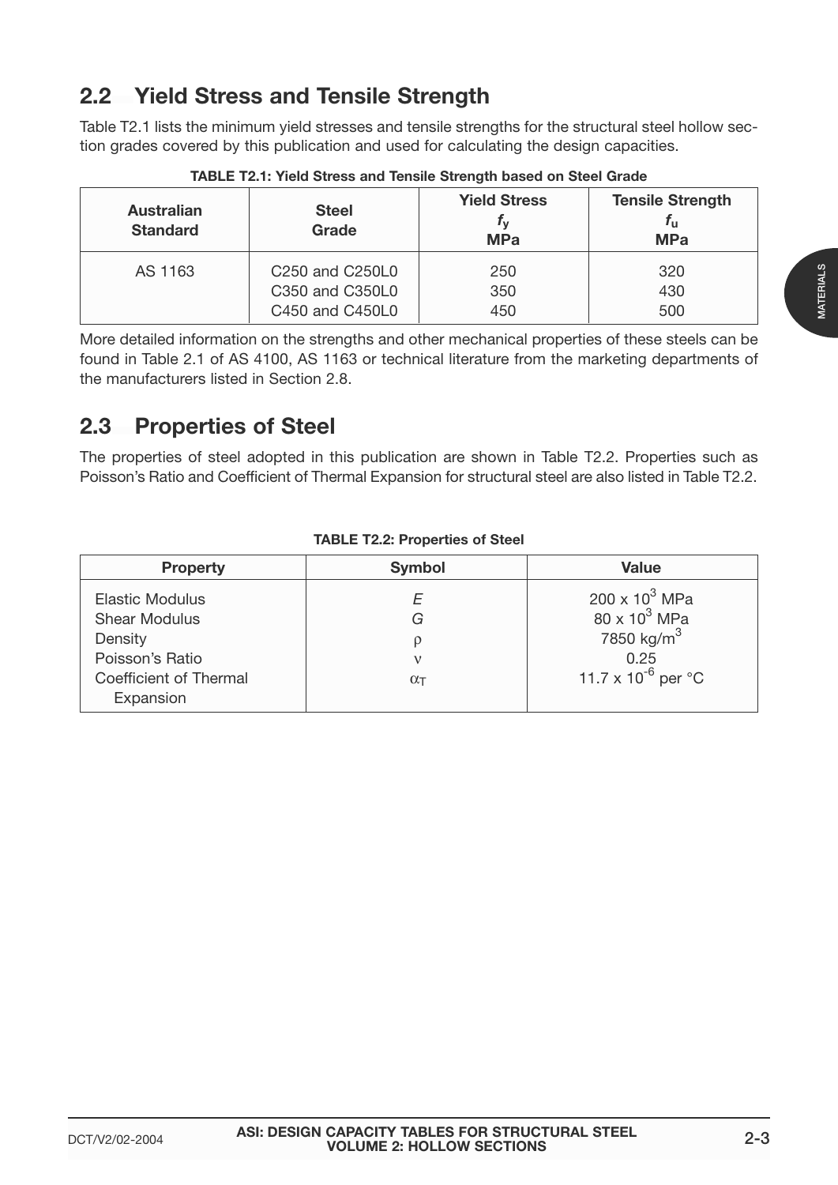## 2.2 Yield Stress and Tensile Strength

Table T2.1 lists the minimum yield stresses and tensile strengths for the structural steel hollow section grades covered by this publication and used for calculating the design capacities.

**TABLE T2.1: Yield Stress and Tensile Strength based on Steel Grade**

| Australian Standard | Steel Grade | Yield Stress $f_y$ MPa | Tensile Strength $f_u$ MPa |
|---|---|---|---|
| AS 1163 | C250 and C250L0 | 250 | 320 |
| | C350 and C350L0 | 350 | 430 |
| | C450 and C450L0 | 450 | 500 |

More detailed information on the strengths and other mechanical properties of these steels can be found in Table 2.1 of AS 4100, AS 1163 or technical literature from the marketing departments of the manufacturers listed in Section 2.8.

## 2.3 Properties of Steel

The properties of steel adopted in this publication are shown in Table T2.2. Properties such as Poisson's Ratio and Coefficient of Thermal Expansion for structural steel are also listed in Table T2.2.

**TABLE T2.2: Properties of Steel**

| Property | Symbol | Value |
|---|---|---|
| Elastic Modulus | $E$ | 200 x $10^3$ MPa |
| Shear Modulus | $G$ | 80 x $10^3$ MPa |
| Density | $\rho$ | 7850 kg/m$^3$ |
| Poisson's Ratio | $\nu$ | 0.25 |
| Coefficient of Thermal Expansion | $\alpha_T$ | 11.7 x $10^{-6}$ per °C |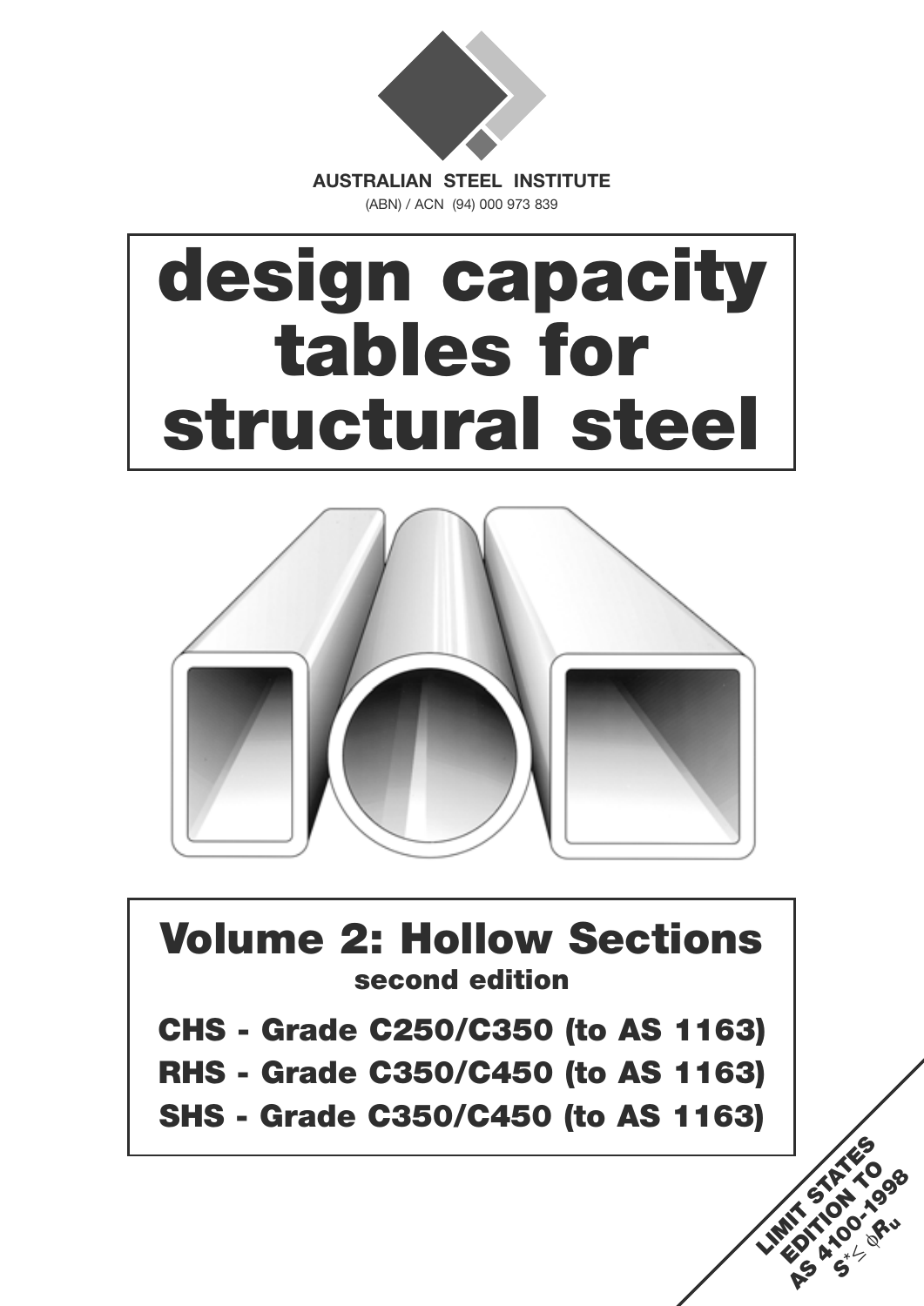AUSTRALIAN STEEL INSTITUTE

(ABN) / ACN (94) 000 973 839

# design capacity tables for structural steel

## Volume 2: Hollow Sections

**second edition**

**CHS - Grade C250/C350 (to AS 1163)**

**RHS - Grade C350/C450 (to AS 1163)**

**SHS - Grade C350/C450 (to AS 1163)**

**LIMIT STATES EDITION TO AS 4100-1998**

$S^* \leq \phi R_u$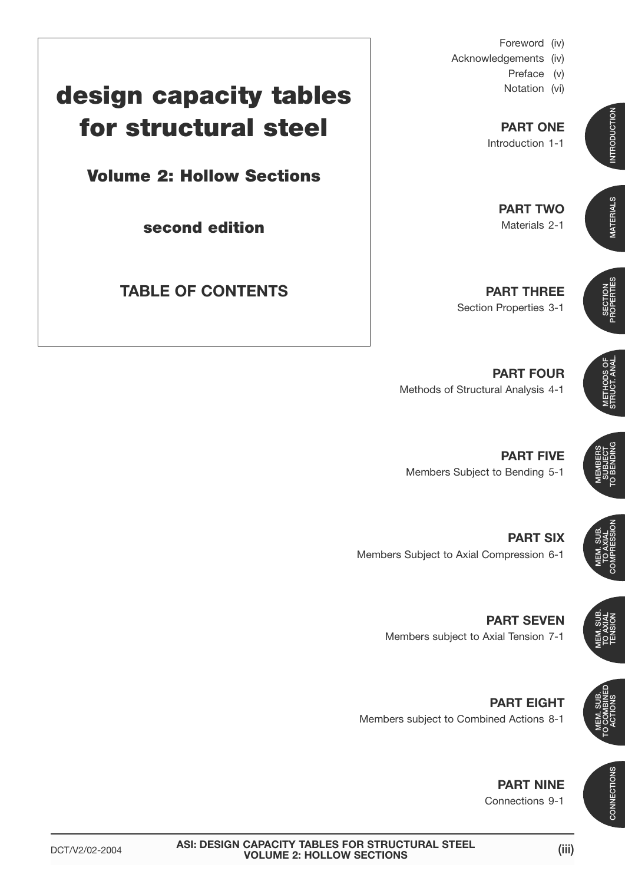# design capacity tables for structural steel

## Volume 2: Hollow Sections

### second edition

### TABLE OF CONTENTS

Foreword (iv)
Acknowledgements (iv)
Preface (v)
Notation (vi)

**PART ONE**
Introduction 1-1

**PART TWO**
Materials 2-1

**PART THREE**
Section Properties 3-1

**PART FOUR**
Methods of Structural Analysis 4-1

**PART FIVE**
Members Subject to Bending 5-1

**PART SIX**
Members Subject to Axial Compression 6-1

**PART SEVEN**
Members subject to Axial Tension 7-1

**PART EIGHT**
Members subject to Combined Actions 8-1

**PART NINE**
Connections 9-1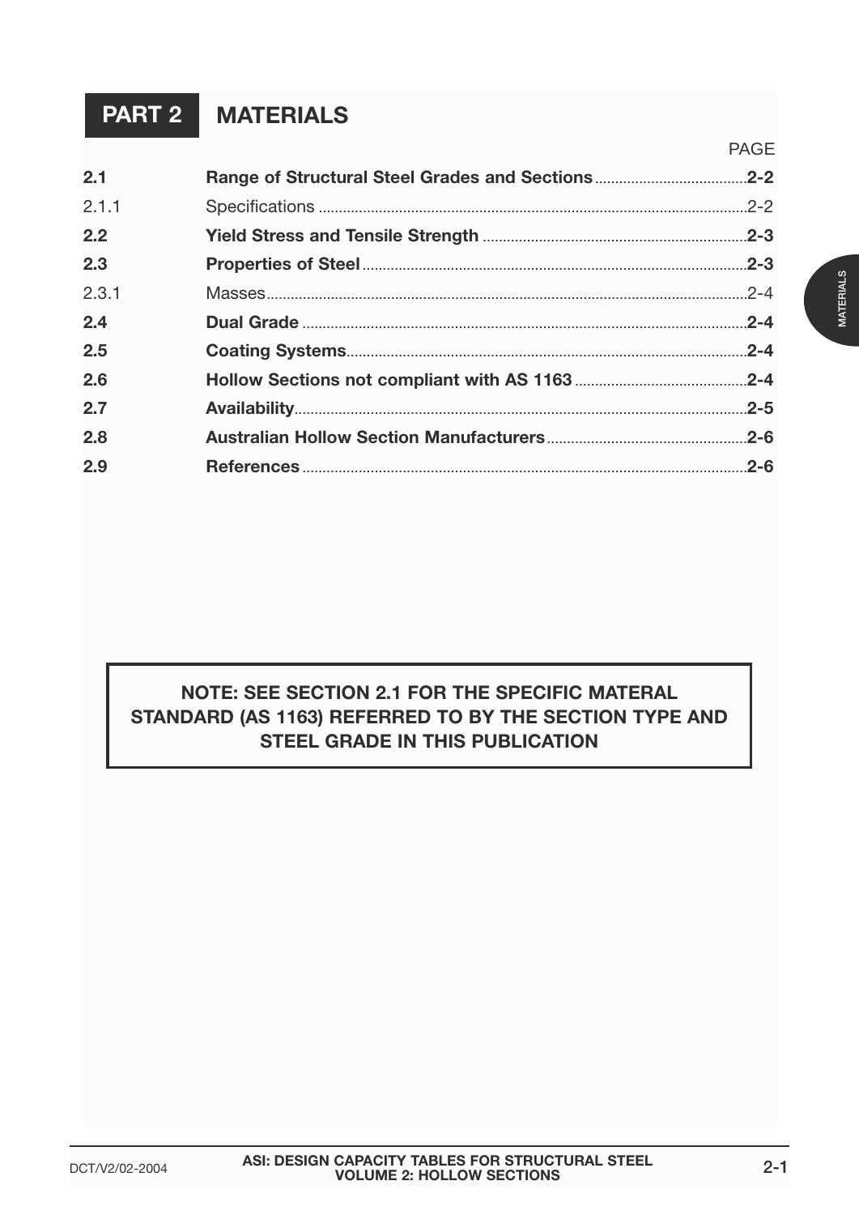# PART 2 MATERIALS

| | | PAGE |
|---|---|---|
| **2.1** | **Range of Structural Steel Grades and Sections** | **2-2** |
| 2.1.1 | Specifications | 2-2 |
| **2.2** | **Yield Stress and Tensile Strength** | **2-3** |
| **2.3** | **Properties of Steel** | **2-3** |
| 2.3.1 | Masses | 2-4 |
| **2.4** | **Dual Grade** | **2-4** |
| **2.5** | **Coating Systems** | **2-4** |
| **2.6** | **Hollow Sections not compliant with AS 1163** | **2-4** |
| **2.7** | **Availability** | **2-5** |
| **2.8** | **Australian Hollow Section Manufacturers** | **2-6** |
| **2.9** | **References** | **2-6** |

**NOTE: SEE SECTION 2.1 FOR THE SPECIFIC MATERAL STANDARD (AS 1163) REFERRED TO BY THE SECTION TYPE AND STEEL GRADE IN THIS PUBLICATION**